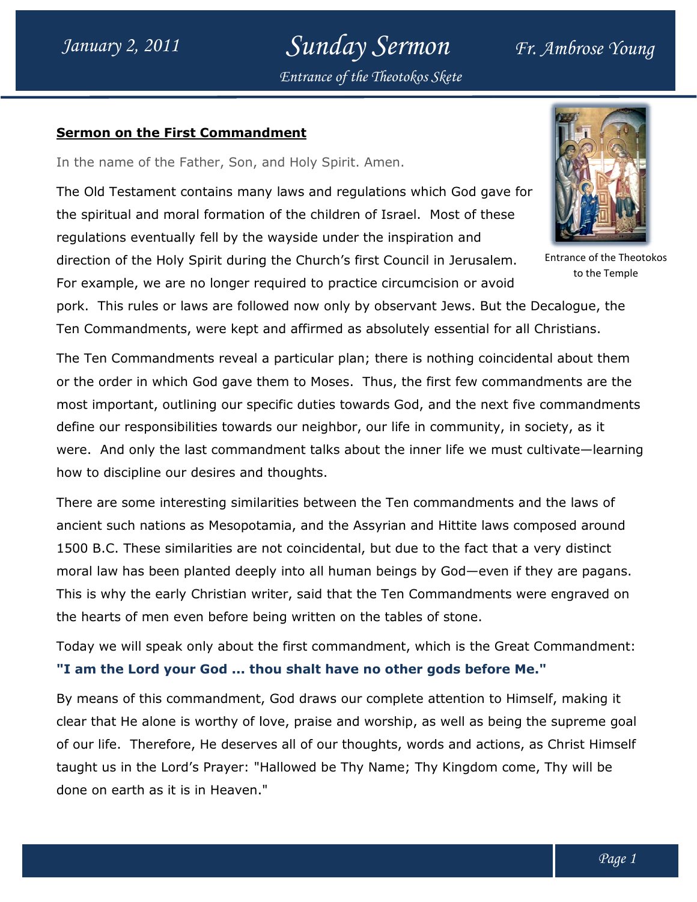## Sermon on the First Commandment

In the name of the Father, Son, and Holy Spirit. Amen.

The Old Testament contains many laws and regulations which God gave for the spiritual and moral formation of the children of Israel. Most of these regulations eventually fell by the wayside under the inspiration and direction of the Holy Spirit during the Church's first Council in Jerusalem. For example, we are no longer required to practice circumcision or avoid pork. This rules or laws are followed now only by observant Jews. But the Decalogue, the Ten Commandments, were kept and affirmed as absolutely essential for all Christians.

Entrance of the Theotokos to the Temple

The Ten Commandments reveal a particular plan; there is nothing coincidental about them or the order in which God gave them to Moses. Thus, the first few commandments are the most important, outlining our specific duties towards God, and the next five commandments define our responsibilities towards our neighbor, our life in community, in society, as it were. And only the last commandment talks about the inner life we must cultivate—learning how to discipline our desires and thoughts.

There are some interesting similarities between the Ten commandments and the laws of ancient such nations as Mesopotamia, and the Assyrian and Hittite laws composed around 1500 B.C. These similarities are not coincidental, but due to the fact that a very distinct moral law has been planted deeply into all human beings by God—even if they are pagans. This is why the early Christian writer, said that the Ten Commandments were engraved on the hearts of men even before being written on the tables of stone.

Today we will speak only about the first commandment, which is the Great Commandment: **"I am the Lord your God ... thou shalt have no other gods before Me."**

By means of this commandment, God draws our complete attention to Himself, making it clear that He alone is worthy of love, praise and worship, as well as being the supreme goal of our life. Therefore, He deserves all of our thoughts, words and actions, as Christ Himself taught us in the Lord's Prayer: "Hallowed be Thy Name; Thy Kingdom come, Thy will be done on earth as it is in Heaven."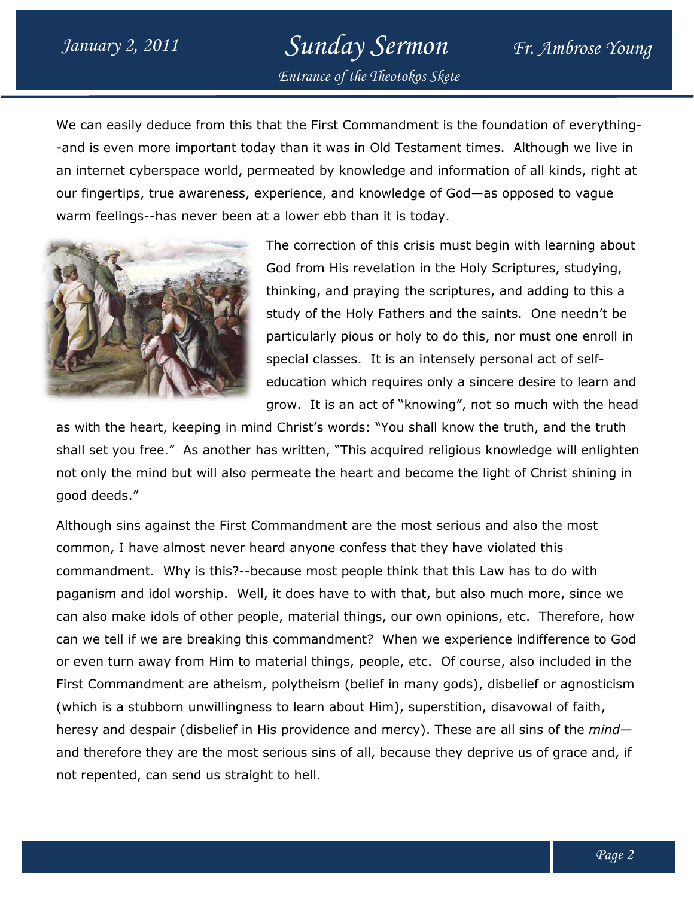We can easily deduce from this that the First Commandment is the foundation of everything--and is even more important today than it was in Old Testament times. Although we live in an internet cyberspace world, permeated by knowledge and information of all kinds, right at our fingertips, true awareness, experience, and knowledge of God—as opposed to vague warm feelings--has never been at a lower ebb than it is today.

The correction of this crisis must begin with learning about God from His revelation in the Holy Scriptures, studying, thinking, and praying the scriptures, and adding to this a study of the Holy Fathers and the saints. One needn't be particularly pious or holy to do this, nor must one enroll in special classes. It is an intensely personal act of self-education which requires only a sincere desire to learn and grow. It is an act of "knowing", not so much with the head as with the heart, keeping in mind Christ's words: "You shall know the truth, and the truth shall set you free." As another has written, "This acquired religious knowledge will enlighten not only the mind but will also permeate the heart and become the light of Christ shining in good deeds."

Although sins against the First Commandment are the most serious and also the most common, I have almost never heard anyone confess that they have violated this commandment. Why is this?--because most people think that this Law has to do with paganism and idol worship. Well, it does have to with that, but also much more, since we can also make idols of other people, material things, our own opinions, etc. Therefore, how can we tell if we are breaking this commandment? When we experience indifference to God or even turn away from Him to material things, people, etc. Of course, also included in the First Commandment are atheism, polytheism (belief in many gods), disbelief or agnosticism (which is a stubborn unwillingness to learn about Him), superstition, disavowal of faith, heresy and despair (disbelief in His providence and mercy). These are all sins of the *mind*—and therefore they are the most serious sins of all, because they deprive us of grace and, if not repented, can send us straight to hell.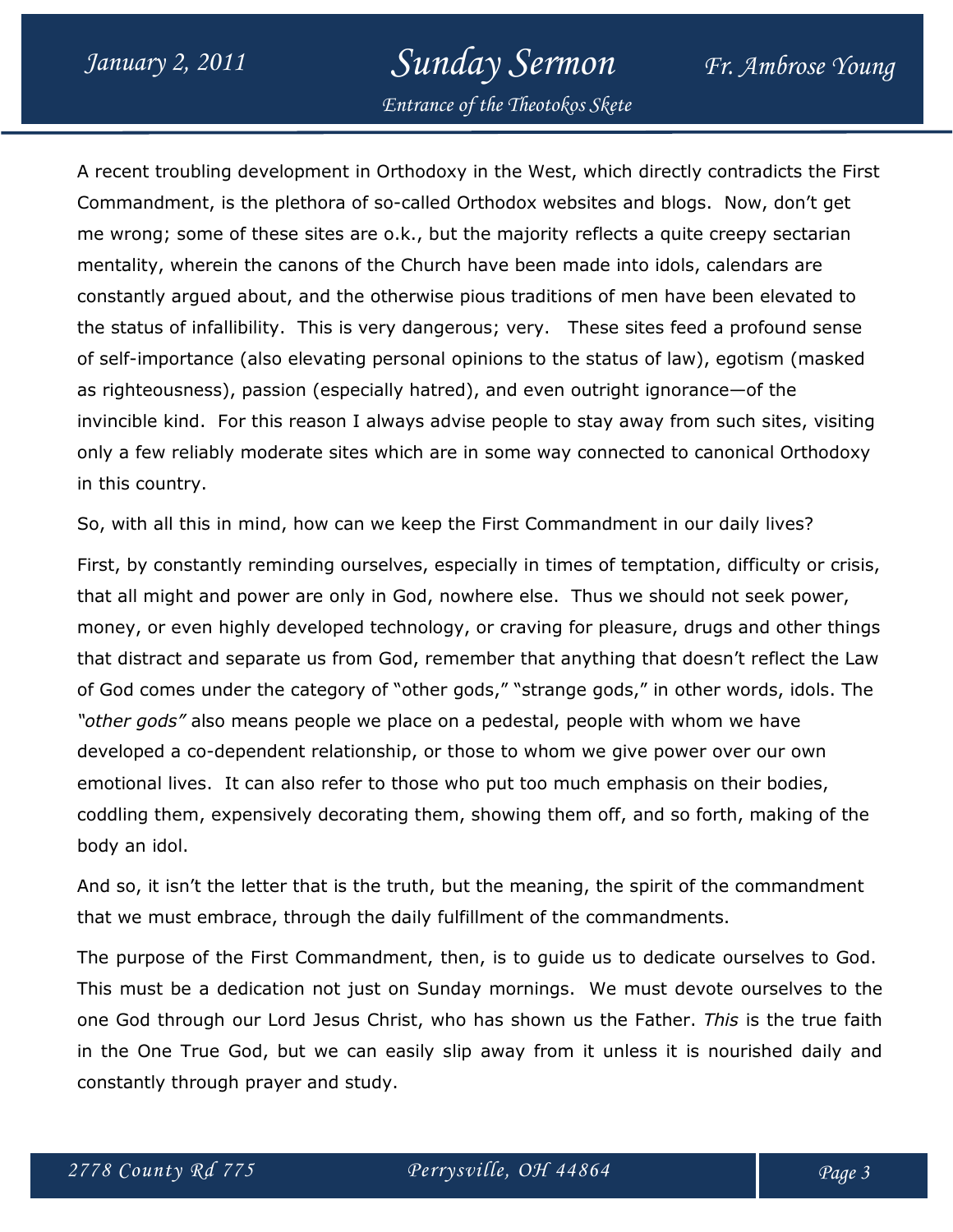A recent troubling development in Orthodoxy in the West, which directly contradicts the First Commandment, is the plethora of so-called Orthodox websites and blogs. Now, don't get me wrong; some of these sites are o.k., but the majority reflects a quite creepy sectarian mentality, wherein the canons of the Church have been made into idols, calendars are constantly argued about, and the otherwise pious traditions of men have been elevated to the status of infallibility. This is very dangerous; very. These sites feed a profound sense of self-importance (also elevating personal opinions to the status of law), egotism (masked as righteousness), passion (especially hatred), and even outright ignorance—of the invincible kind. For this reason I always advise people to stay away from such sites, visiting only a few reliably moderate sites which are in some way connected to canonical Orthodoxy in this country.

So, with all this in mind, how can we keep the First Commandment in our daily lives?

First, by constantly reminding ourselves, especially in times of temptation, difficulty or crisis, that all might and power are only in God, nowhere else. Thus we should not seek power, money, or even highly developed technology, or craving for pleasure, drugs and other things that distract and separate us from God, remember that anything that doesn't reflect the Law of God comes under the category of "other gods," "strange gods," in other words, idols. The *"other gods"* also means people we place on a pedestal, people with whom we have developed a co-dependent relationship, or those to whom we give power over our own emotional lives. It can also refer to those who put too much emphasis on their bodies, coddling them, expensively decorating them, showing them off, and so forth, making of the body an idol.

And so, it isn't the letter that is the truth, but the meaning, the spirit of the commandment that we must embrace, through the daily fulfillment of the commandments.

The purpose of the First Commandment, then, is to guide us to dedicate ourselves to God. This must be a dedication not just on Sunday mornings. We must devote ourselves to the one God through our Lord Jesus Christ, who has shown us the Father. *This* is the true faith in the One True God, but we can easily slip away from it unless it is nourished daily and constantly through prayer and study.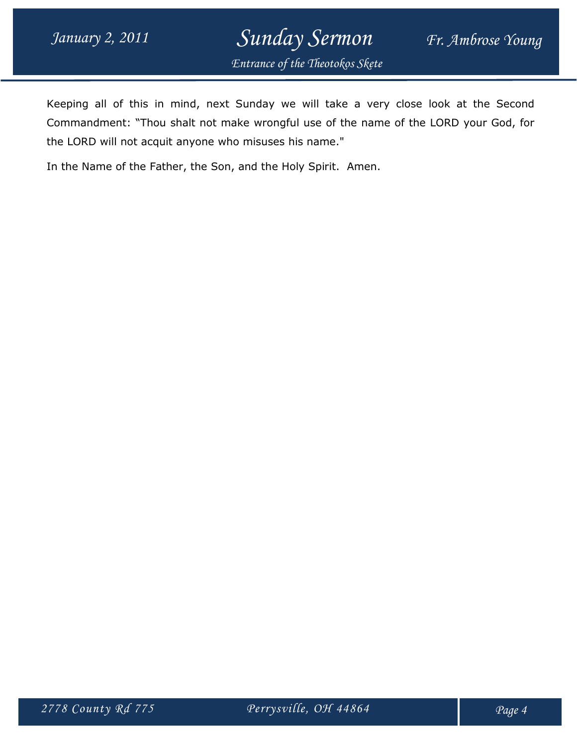Keeping all of this in mind, next Sunday we will take a very close look at the Second Commandment: "Thou shalt not make wrongful use of the name of the LORD your God, for the LORD will not acquit anyone who misuses his name."

In the Name of the Father, the Son, and the Holy Spirit. Amen.